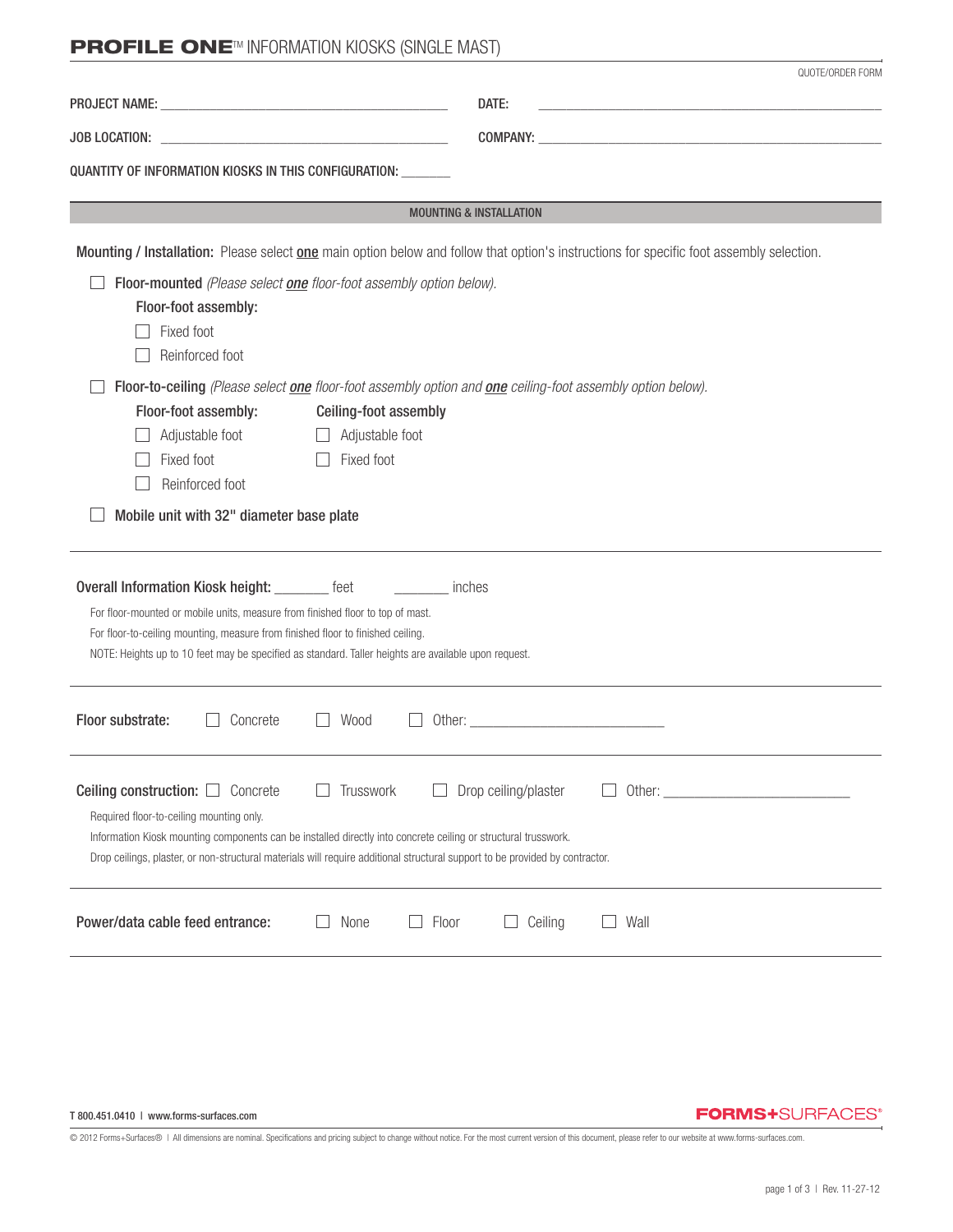# **PROFILE ONE**™ INFORMATION KIOSKS (SINGLE MAST)

QUOTE/ORDER FORM

PROJECT NAME: ________________________________________ DATE: ________________________________________

JOB LOCATION: ________________________________________ COMPANY: ________________________________________

QUANTITY OF INFORMATION KIOSKS IN THIS CONFIGURATION: _______

## MOUNTING & INSTALLATION

**Mounting / Installation:** Please select **one** main option below and follow that option's instructions for specific foot assembly selection.

- ☐ **Floor-mounted** *(Please select* ***one*** *floor-foot assembly option below).*

  **Floor-foot assembly:**
  - ☐ Fixed foot
  - ☐ Reinforced foot

- ☐ **Floor-to-ceiling** *(Please select* ***one*** *floor-foot assembly option and* ***one*** *ceiling-foot assembly option below).*

  **Floor-foot assembly:**
  - ☐ Adjustable foot
  - ☐ Fixed foot
  - ☐ Reinforced foot

  **Ceiling-foot assembly**
  - ☐ Adjustable foot
  - ☐ Fixed foot

- ☐ **Mobile unit with 32" diameter base plate**

---

**Overall Information Kiosk height:** _______ feet _______ inches

For floor-mounted or mobile units, measure from finished floor to top of mast.
For floor-to-ceiling mounting, measure from finished floor to finished ceiling.
NOTE: Heights up to 10 feet may be specified as standard. Taller heights are available upon request.

---

**Floor substrate:** ☐ Concrete ☐ Wood ☐ Other: ________________________

---

**Ceiling construction:** ☐ Concrete ☐ Trusswork ☐ Drop ceiling/plaster ☐ Other: ________________________

Required floor-to-ceiling mounting only.
Information Kiosk mounting components can be installed directly into concrete ceiling or structural trusswork.
Drop ceilings, plaster, or non-structural materials will require additional structural support to be provided by contractor.

---

**Power/data cable feed entrance:** ☐ None ☐ Floor ☐ Ceiling ☐ Wall

---

T 800.451.0410 | www.forms-surfaces.com

FORMS+SURFACES®

© 2012 Forms+Surfaces® | All dimensions are nominal. Specifications and pricing subject to change without notice. For the most current version of this document, please refer to our website at www.forms-surfaces.com.

Rev. 11-27-12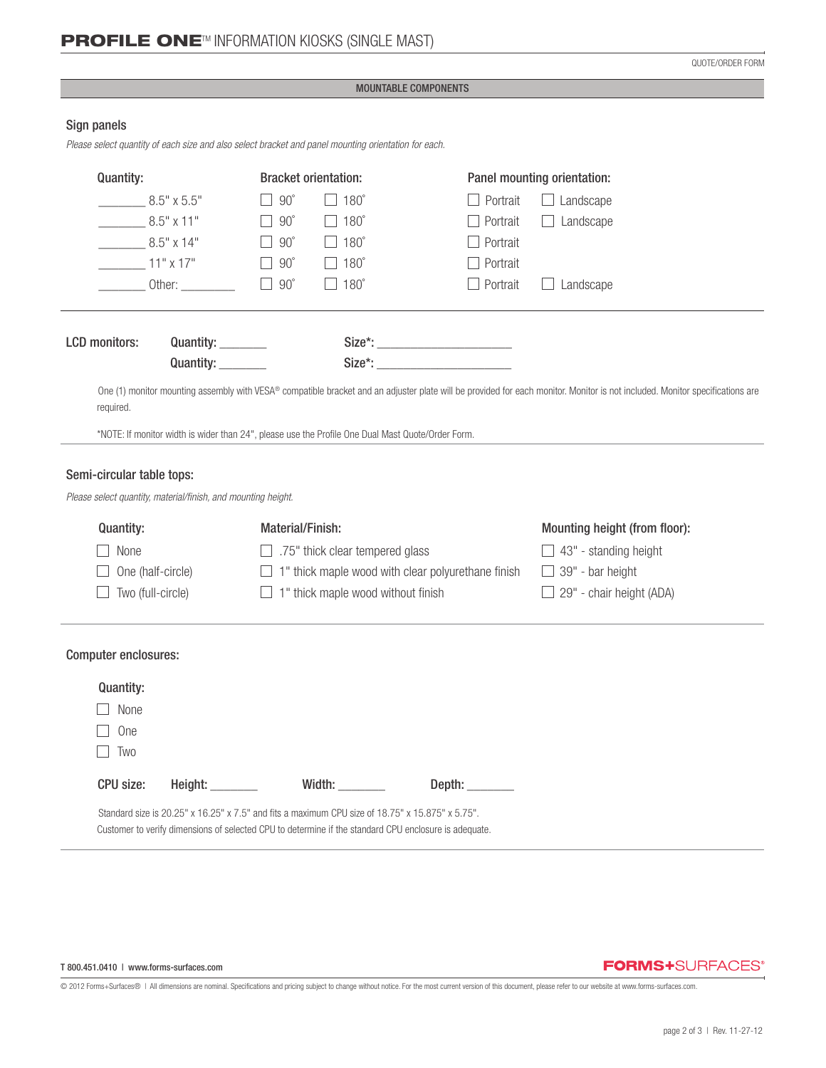# **PROFILE ONE**™ INFORMATION KIOSKS (SINGLE MAST)

QUOTE/ORDER FORM

## MOUNTABLE COMPONENTS

### Sign panels

*Please select quantity of each size and also select bracket and panel mounting orientation for each.*

| Quantity: | Bracket orientation: | | Panel mounting orientation: | |
|---|---|---|---|---|
| _______ 8.5" x 5.5" | ☐ 90˚ | ☐ 180˚ | ☐ Portrait | ☐ Landscape |
| _______ 8.5" x 11" | ☐ 90˚ | ☐ 180˚ | ☐ Portrait | ☐ Landscape |
| _______ 8.5" x 14" | ☐ 90˚ | ☐ 180˚ | ☐ Portrait | |
| _______ 11" x 17" | ☐ 90˚ | ☐ 180˚ | ☐ Portrait | |
| _______ Other: ________ | ☐ 90˚ | ☐ 180˚ | ☐ Portrait | ☐ Landscape |

**LCD monitors:** **Quantity:** _______ **Size*:** ____________________

**Quantity:** _______ **Size*:** ____________________

One (1) monitor mounting assembly with VESA® compatible bracket and an adjuster plate will be provided for each monitor. Monitor is not included. Monitor specifications are required.

*NOTE: If monitor width is wider than 24", please use the Profile One Dual Mast Quote/Order Form.

### Semi-circular table tops:

*Please select quantity, material/finish, and mounting height.*

| Quantity: | Material/Finish: | Mounting height (from floor): |
|---|---|---|
| ☐ None | ☐ .75" thick clear tempered glass | ☐ 43" - standing height |
| ☐ One (half-circle) | ☐ 1" thick maple wood with clear polyurethane finish | ☐ 39" - bar height |
| ☐ Two (full-circle) | ☐ 1" thick maple wood without finish | ☐ 29" - chair height (ADA) |

### Computer enclosures:

**Quantity:**

☐ None

☐ One

☐ Two

**CPU size:** **Height:** _______ **Width:** _______ **Depth:** _______

Standard size is 20.25" x 16.25" x 7.5" and fits a maximum CPU size of 18.75" x 15.875" x 5.75".
Customer to verify dimensions of selected CPU to determine if the standard CPU enclosure is adequate.

T 800.451.0410 | www.forms-surfaces.com

**FORMS+SURFACES**®

© 2012 Forms+Surfaces® | All dimensions are nominal. Specifications and pricing subject to change without notice. For the most current version of this document, please refer to our website at www.forms-surfaces.com.

Rev. 11-27-12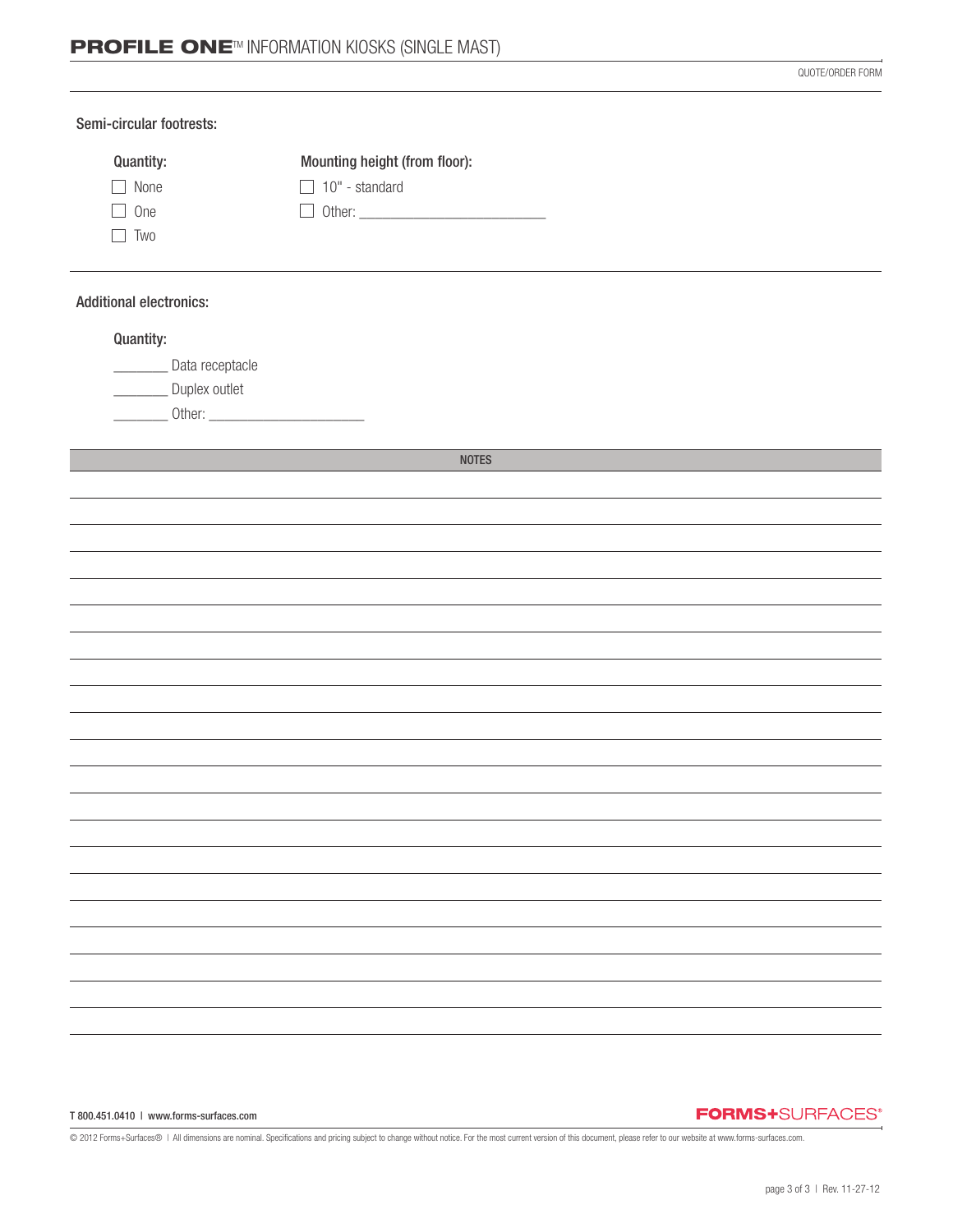## Semi-circular footrests:

**Quantity:**

- ☐ None
- ☐ One
- ☐ Two

**Mounting height (from floor):**

- ☐ 10" - standard
- ☐ Other: ________________________

## Additional electronics:

**Quantity:**

_______ Data receptacle

_______ Duplex outlet

_______ Other: ____________________

| NOTES |
|---|
| |
| |
| |
| |
| |
| |
| |
| |
| |
| |
| |
| |
| |
| |
| |
| |
| |
| |
| |
| |
| |

T 800.451.0410 | www.forms-surfaces.com

FORMS+SURFACES®

© 2012 Forms+Surfaces® | All dimensions are nominal. Specifications and pricing subject to change without notice. For the most current version of this document, please refer to our website at www.forms-surfaces.com.

Rev. 11-27-12